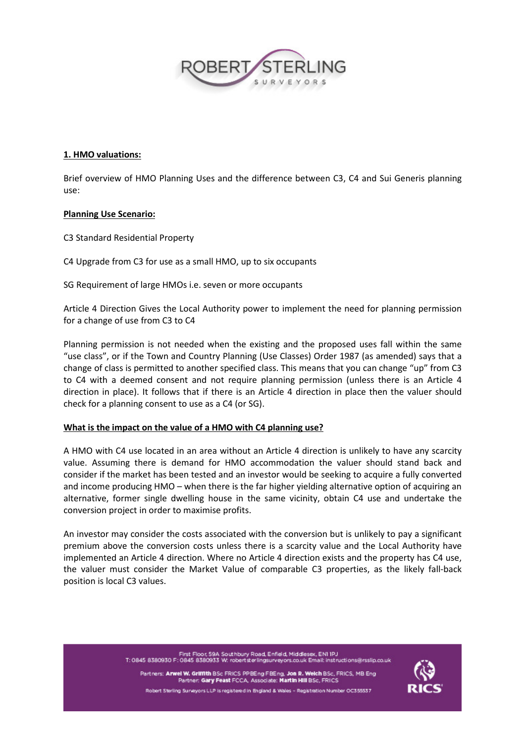## 1. HMO valuations:

Brief overview of HMO Planning Uses and the difference between C3, C4 and Sui Generis planning use:

### Planning Use Scenario:

C3 Standard Residential Property

C4 Upgrade from C3 for use as a small HMO, up to six occupants

SG Requirement of large HMOs i.e. seven or more occupants

Article 4 Direction Gives the Local Authority power to implement the need for planning permission for a change of use from C3 to C4

Planning permission is not needed when the existing and the proposed uses fall within the same "use class", or if the Town and Country Planning (Use Classes) Order 1987 (as amended) says that a change of class is permitted to another specified class. This means that you can change "up" from C3 to C4 with a deemed consent and not require planning permission (unless there is an Article 4 direction in place). It follows that if there is an Article 4 direction in place then the valuer should check for a planning consent to use as a C4 (or SG).

### What is the impact on the value of a HMO with C4 planning use?

A HMO with C4 use located in an area without an Article 4 direction is unlikely to have any scarcity value. Assuming there is demand for HMO accommodation the valuer should stand back and consider if the market has been tested and an investor would be seeking to acquire a fully converted and income producing HMO – when there is the far higher yielding alternative option of acquiring an alternative, former single dwelling house in the same vicinity, obtain C4 use and undertake the conversion project in order to maximise profits.

An investor may consider the costs associated with the conversion but is unlikely to pay a significant premium above the conversion costs unless there is a scarcity value and the Local Authority have implemented an Article 4 direction. Where no Article 4 direction exists and the property has C4 use, the valuer must consider the Market Value of comparable C3 properties, as the likely fall-back position is local C3 values.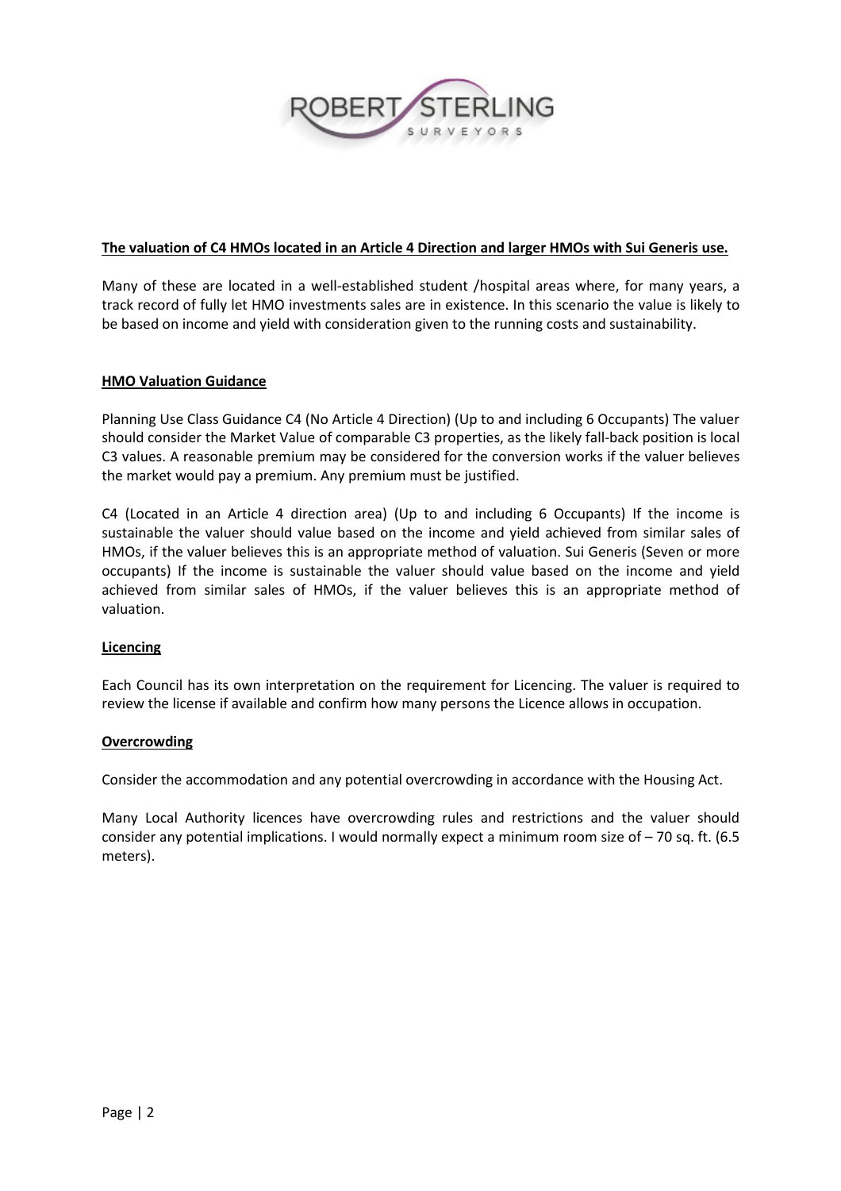**The valuation of C4 HMOs located in an Article 4 Direction and larger HMOs with Sui Generis use.**

Many of these are located in a well-established student /hospital areas where, for many years, a track record of fully let HMO investments sales are in existence. In this scenario the value is likely to be based on income and yield with consideration given to the running costs and sustainability.

**HMO Valuation Guidance**

Planning Use Class Guidance C4 (No Article 4 Direction) (Up to and including 6 Occupants) The valuer should consider the Market Value of comparable C3 properties, as the likely fall-back position is local C3 values. A reasonable premium may be considered for the conversion works if the valuer believes the market would pay a premium. Any premium must be justified.

C4 (Located in an Article 4 direction area) (Up to and including 6 Occupants) If the income is sustainable the valuer should value based on the income and yield achieved from similar sales of HMOs, if the valuer believes this is an appropriate method of valuation. Sui Generis (Seven or more occupants) If the income is sustainable the valuer should value based on the income and yield achieved from similar sales of HMOs, if the valuer believes this is an appropriate method of valuation.

**Licencing**

Each Council has its own interpretation on the requirement for Licencing. The valuer is required to review the license if available and confirm how many persons the Licence allows in occupation.

**Overcrowding**

Consider the accommodation and any potential overcrowding in accordance with the Housing Act.

Many Local Authority licences have overcrowding rules and restrictions and the valuer should consider any potential implications. I would normally expect a minimum room size of – 70 sq. ft. (6.5 meters).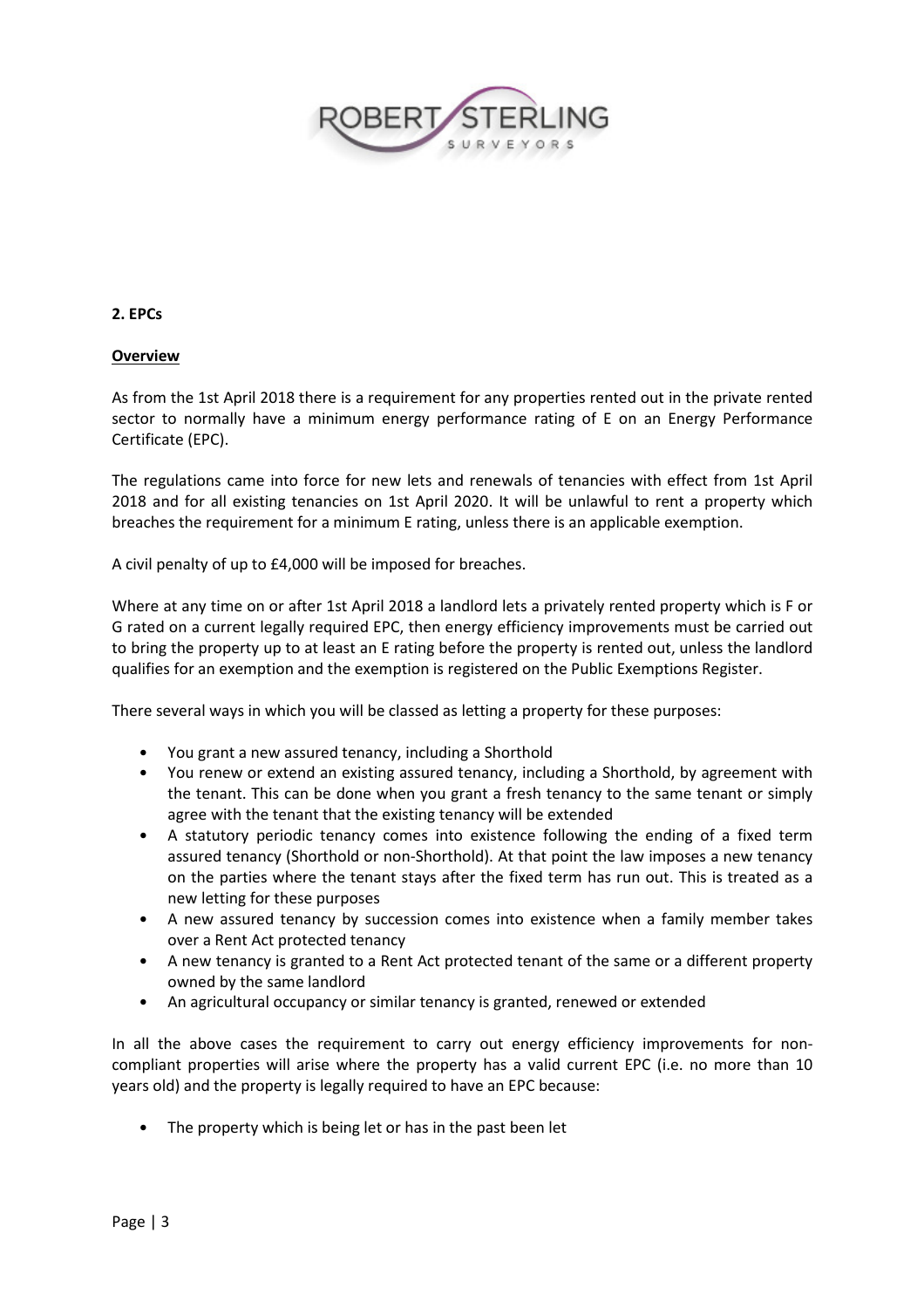**2. EPCs**

**Overview**

As from the 1st April 2018 there is a requirement for any properties rented out in the private rented sector to normally have a minimum energy performance rating of E on an Energy Performance Certificate (EPC).

The regulations came into force for new lets and renewals of tenancies with effect from 1st April 2018 and for all existing tenancies on 1st April 2020. It will be unlawful to rent a property which breaches the requirement for a minimum E rating, unless there is an applicable exemption.

A civil penalty of up to £4,000 will be imposed for breaches.

Where at any time on or after 1st April 2018 a landlord lets a privately rented property which is F or G rated on a current legally required EPC, then energy efficiency improvements must be carried out to bring the property up to at least an E rating before the property is rented out, unless the landlord qualifies for an exemption and the exemption is registered on the Public Exemptions Register.

There several ways in which you will be classed as letting a property for these purposes:

- You grant a new assured tenancy, including a Shorthold
- You renew or extend an existing assured tenancy, including a Shorthold, by agreement with the tenant. This can be done when you grant a fresh tenancy to the same tenant or simply agree with the tenant that the existing tenancy will be extended
- A statutory periodic tenancy comes into existence following the ending of a fixed term assured tenancy (Shorthold or non-Shorthold). At that point the law imposes a new tenancy on the parties where the tenant stays after the fixed term has run out. This is treated as a new letting for these purposes
- A new assured tenancy by succession comes into existence when a family member takes over a Rent Act protected tenancy
- A new tenancy is granted to a Rent Act protected tenant of the same or a different property owned by the same landlord
- An agricultural occupancy or similar tenancy is granted, renewed or extended

In all the above cases the requirement to carry out energy efficiency improvements for non-compliant properties will arise where the property has a valid current EPC (i.e. no more than 10 years old) and the property is legally required to have an EPC because:

- The property which is being let or has in the past been let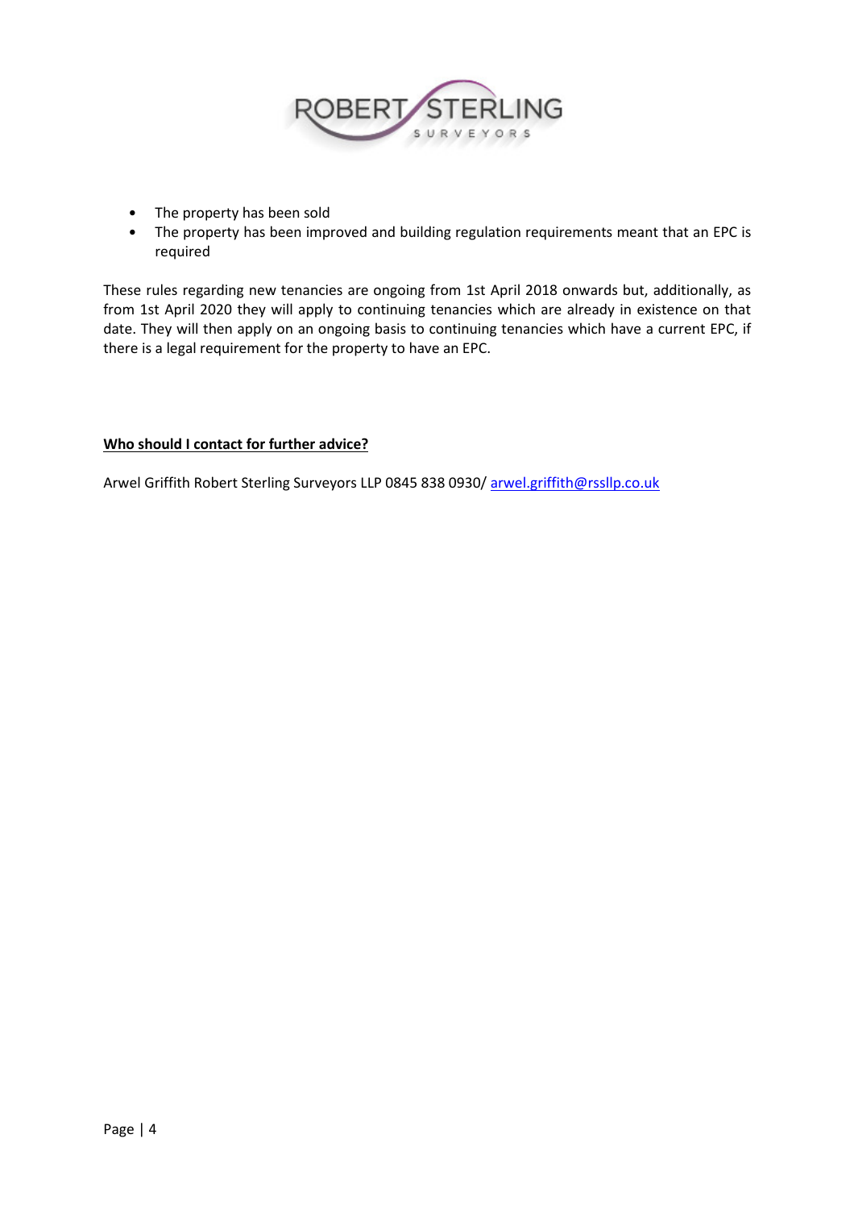- The property has been sold
- The property has been improved and building regulation requirements meant that an EPC is required

These rules regarding new tenancies are ongoing from 1st April 2018 onwards but, additionally, as from 1st April 2020 they will apply to continuing tenancies which are already in existence on that date. They will then apply on an ongoing basis to continuing tenancies which have a current EPC, if there is a legal requirement for the property to have an EPC.

**Who should I contact for further advice?**

Arwel Griffith Robert Sterling Surveyors LLP 0845 838 0930/ arwel.griffith@rssllp.co.uk